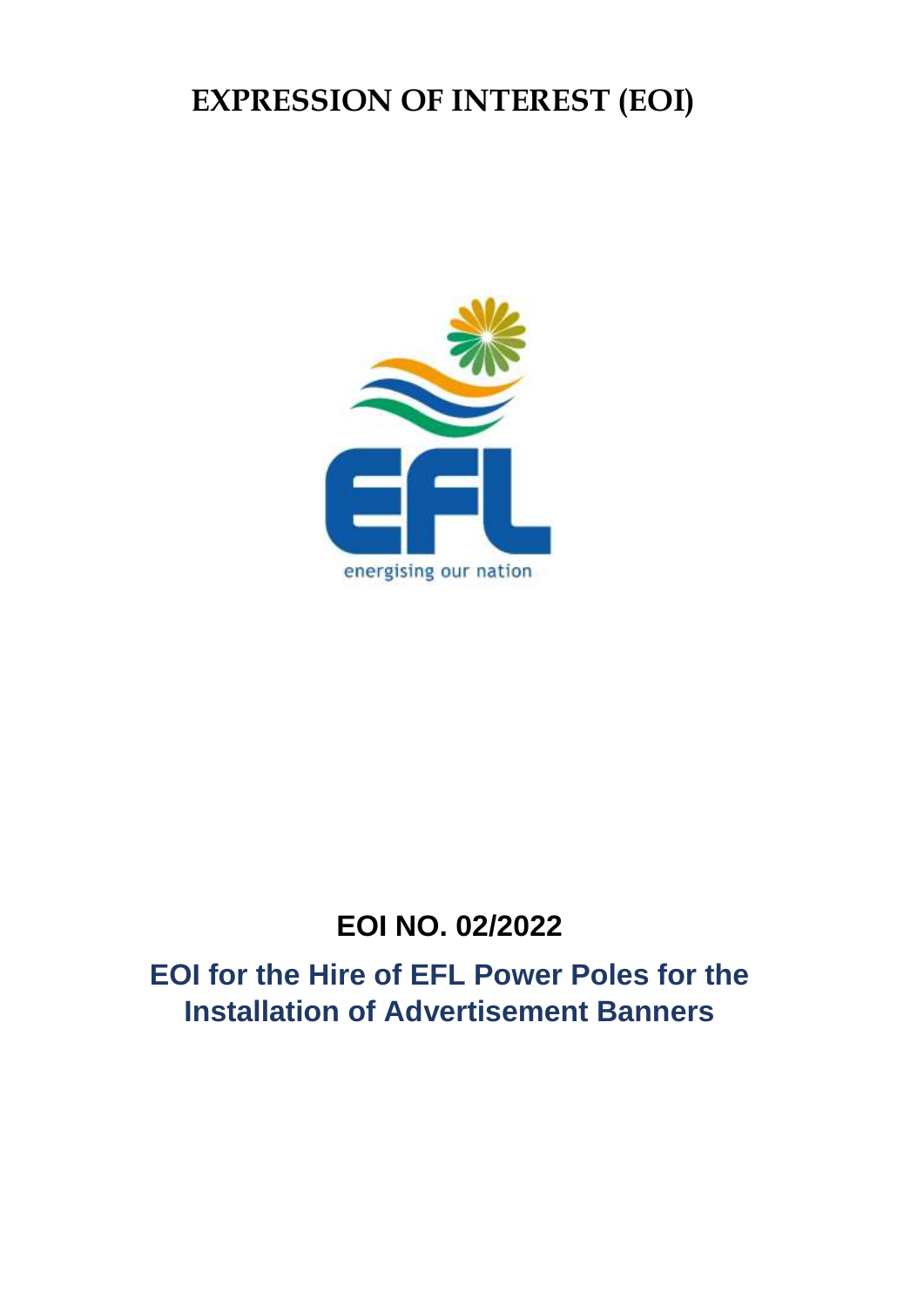# EXPRESSION OF INTEREST (EOI)

EFL

energising our nation

## EOI NO. 02/2022

## EOI for the Hire of EFL Power Poles for the Installation of Advertisement Banners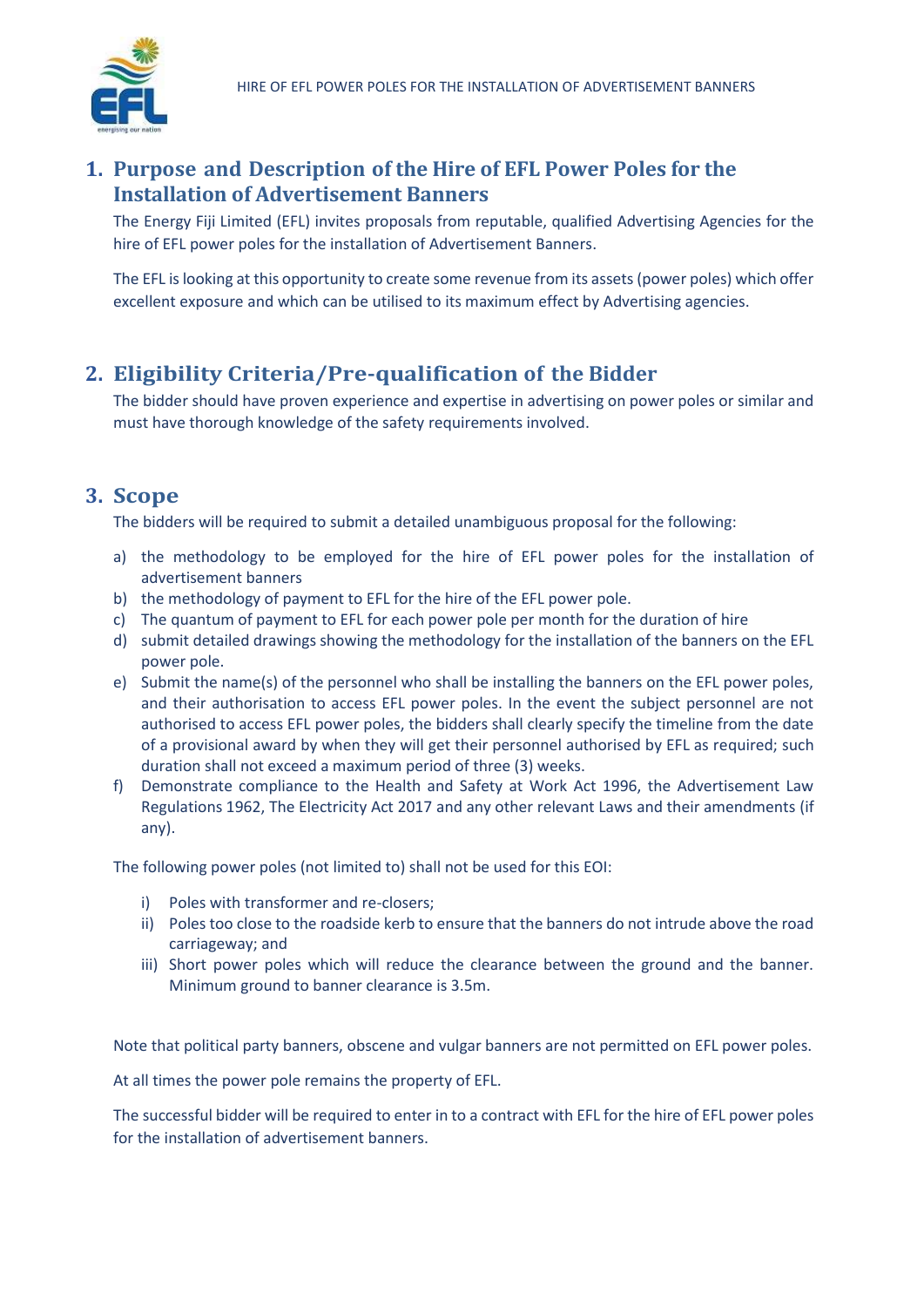## 1. Purpose and Description of the Hire of EFL Power Poles for the Installation of Advertisement Banners

The Energy Fiji Limited (EFL) invites proposals from reputable, qualified Advertising Agencies for the hire of EFL power poles for the installation of Advertisement Banners.

The EFL is looking at this opportunity to create some revenue from its assets (power poles) which offer excellent exposure and which can be utilised to its maximum effect by Advertising agencies.

## 2. Eligibility Criteria/Pre-qualification of the Bidder

The bidder should have proven experience and expertise in advertising on power poles or similar and must have thorough knowledge of the safety requirements involved.

## 3. Scope

The bidders will be required to submit a detailed unambiguous proposal for the following:

a) the methodology to be employed for the hire of EFL power poles for the installation of advertisement banners
b) the methodology of payment to EFL for the hire of the EFL power pole.
c) The quantum of payment to EFL for each power pole per month for the duration of hire
d) submit detailed drawings showing the methodology for the installation of the banners on the EFL power pole.
e) Submit the name(s) of the personnel who shall be installing the banners on the EFL power poles, and their authorisation to access EFL power poles. In the event the subject personnel are not authorised to access EFL power poles, the bidders shall clearly specify the timeline from the date of a provisional award by when they will get their personnel authorised by EFL as required; such duration shall not exceed a maximum period of three (3) weeks.
f) Demonstrate compliance to the Health and Safety at Work Act 1996, the Advertisement Law Regulations 1962, The Electricity Act 2017 and any other relevant Laws and their amendments (if any).

The following power poles (not limited to) shall not be used for this EOI:

i) Poles with transformer and re-closers;
ii) Poles too close to the roadside kerb to ensure that the banners do not intrude above the road carriageway; and
iii) Short power poles which will reduce the clearance between the ground and the banner. Minimum ground to banner clearance is 3.5m.

Note that political party banners, obscene and vulgar banners are not permitted on EFL power poles.

At all times the power pole remains the property of EFL.

The successful bidder will be required to enter in to a contract with EFL for the hire of EFL power poles for the installation of advertisement banners.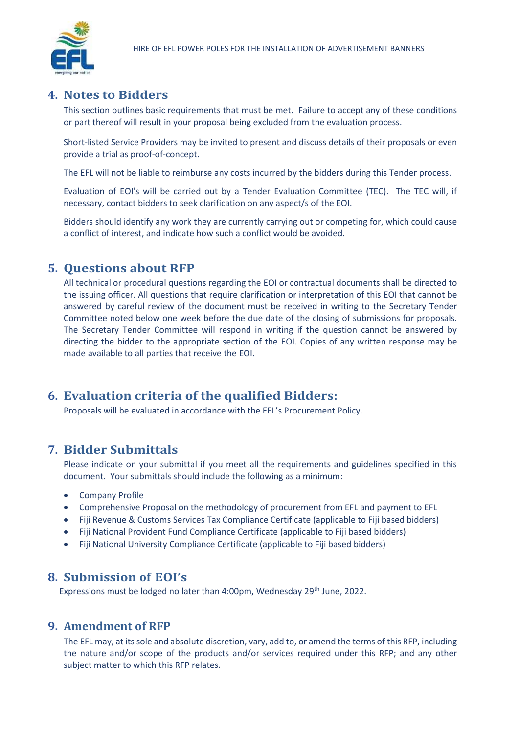## 4. Notes to Bidders

This section outlines basic requirements that must be met. Failure to accept any of these conditions or part thereof will result in your proposal being excluded from the evaluation process.

Short-listed Service Providers may be invited to present and discuss details of their proposals or even provide a trial as proof-of-concept.

The EFL will not be liable to reimburse any costs incurred by the bidders during this Tender process.

Evaluation of EOI's will be carried out by a Tender Evaluation Committee (TEC). The TEC will, if necessary, contact bidders to seek clarification on any aspect/s of the EOI.

Bidders should identify any work they are currently carrying out or competing for, which could cause a conflict of interest, and indicate how such a conflict would be avoided.

## 5. Questions about RFP

All technical or procedural questions regarding the EOI or contractual documents shall be directed to the issuing officer. All questions that require clarification or interpretation of this EOI that cannot be answered by careful review of the document must be received in writing to the Secretary Tender Committee noted below one week before the due date of the closing of submissions for proposals. The Secretary Tender Committee will respond in writing if the question cannot be answered by directing the bidder to the appropriate section of the EOI. Copies of any written response may be made available to all parties that receive the EOI.

## 6. Evaluation criteria of the qualified Bidders:

Proposals will be evaluated in accordance with the EFL's Procurement Policy.

## 7. Bidder Submittals

Please indicate on your submittal if you meet all the requirements and guidelines specified in this document. Your submittals should include the following as a minimum:

- Company Profile
- Comprehensive Proposal on the methodology of procurement from EFL and payment to EFL
- Fiji Revenue & Customs Services Tax Compliance Certificate (applicable to Fiji based bidders)
- Fiji National Provident Fund Compliance Certificate (applicable to Fiji based bidders)
- Fiji National University Compliance Certificate (applicable to Fiji based bidders)

## 8. Submission of EOI's

Expressions must be lodged no later than 4:00pm, Wednesday 29th June, 2022.

## 9. Amendment of RFP

The EFL may, at its sole and absolute discretion, vary, add to, or amend the terms of this RFP, including the nature and/or scope of the products and/or services required under this RFP; and any other subject matter to which this RFP relates.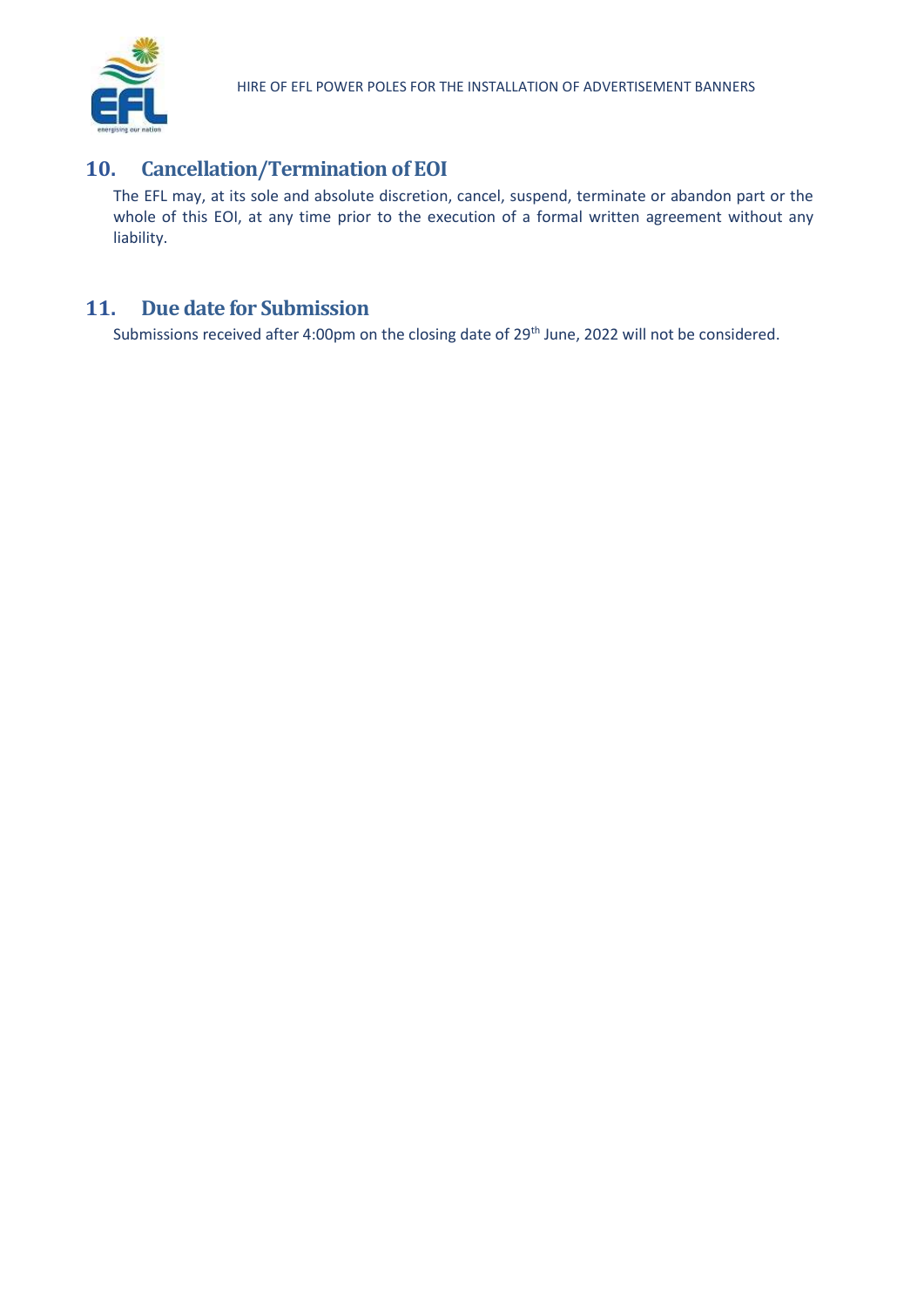## 10. Cancellation/Termination of EOI

The EFL may, at its sole and absolute discretion, cancel, suspend, terminate or abandon part or the whole of this EOI, at any time prior to the execution of a formal written agreement without any liability.

## 11. Due date for Submission

Submissions received after 4:00pm on the closing date of 29th June, 2022 will not be considered.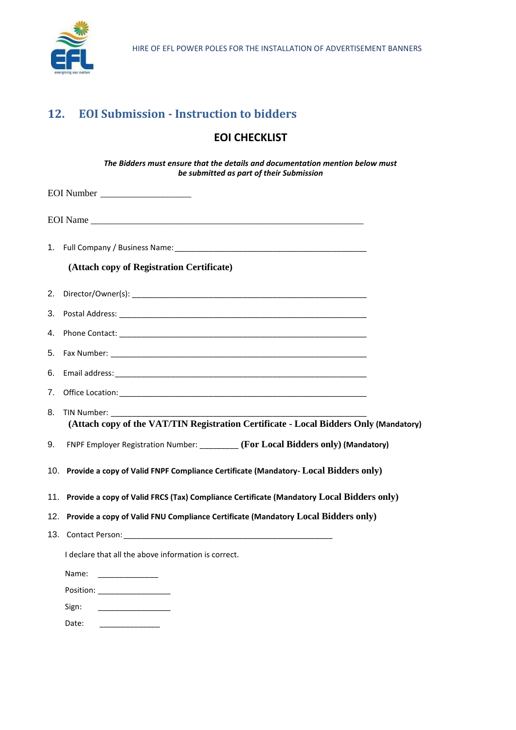## 12. EOI Submission - Instruction to bidders

### EOI CHECKLIST

***The Bidders must ensure that the details and documentation mention below must be submitted as part of their Submission***

EOI Number ___________________

EOI Name ____________________________________________________________

1. Full Company / Business Name: ______________________________________________

   **(Attach copy of Registration Certificate)**

2. Director/Owner(s): ______________________________________________________
3. Postal Address: ________________________________________________________
4. Phone Contact: ________________________________________________________
5. Fax Number: __________________________________________________________
6. Email address: ________________________________________________________
7. Office Location: ______________________________________________________
8. TIN Number: __________________________________________________________
   **(Attach copy of the VAT/TIN Registration Certificate - Local Bidders Only (Mandatory)**
9. FNPF Employer Registration Number: ________ **(For Local Bidders only) (Mandatory)**
10. **Provide a copy of Valid FNPF Compliance Certificate (Mandatory- Local Bidders only)**
11. **Provide a copy of Valid FRCS (Tax) Compliance Certificate (Mandatory Local Bidders only)**
12. **Provide a copy of Valid FNU Compliance Certificate (Mandatory Local Bidders only)**
13. Contact Person: ________________________________________________

I declare that all the above information is correct.

Name: ______________

Position: _________________

Sign: _________________

Date: ______________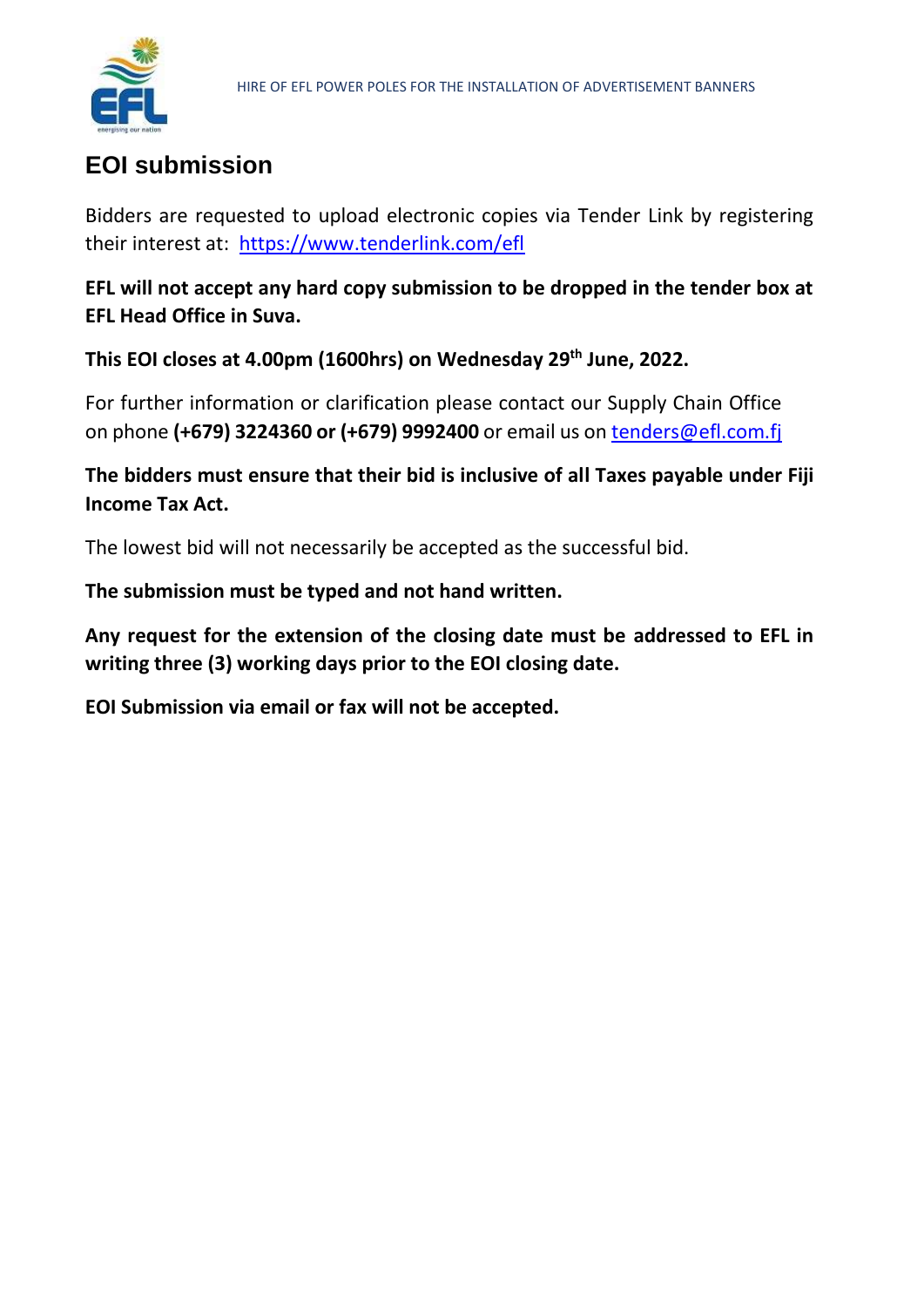## EOI submission

Bidders are requested to upload electronic copies via Tender Link by registering their interest at: [https://www.tenderlink.com/efl](https://www.tenderlink.com/efl)

**EFL will not accept any hard copy submission to be dropped in the tender box at EFL Head Office in Suva.**

**This EOI closes at 4.00pm (1600hrs) on Wednesday 29th June, 2022.**

For further information or clarification please contact our Supply Chain Office on phone **(+679) 3224360 or (+679) 9992400** or email us on [tenders@efl.com.fj](mailto:tenders@efl.com.fj)

**The bidders must ensure that their bid is inclusive of all Taxes payable under Fiji Income Tax Act.**

The lowest bid will not necessarily be accepted as the successful bid.

**The submission must be typed and not hand written.**

**Any request for the extension of the closing date must be addressed to EFL in writing three (3) working days prior to the EOI closing date.**

**EOI Submission via email or fax will not be accepted.**